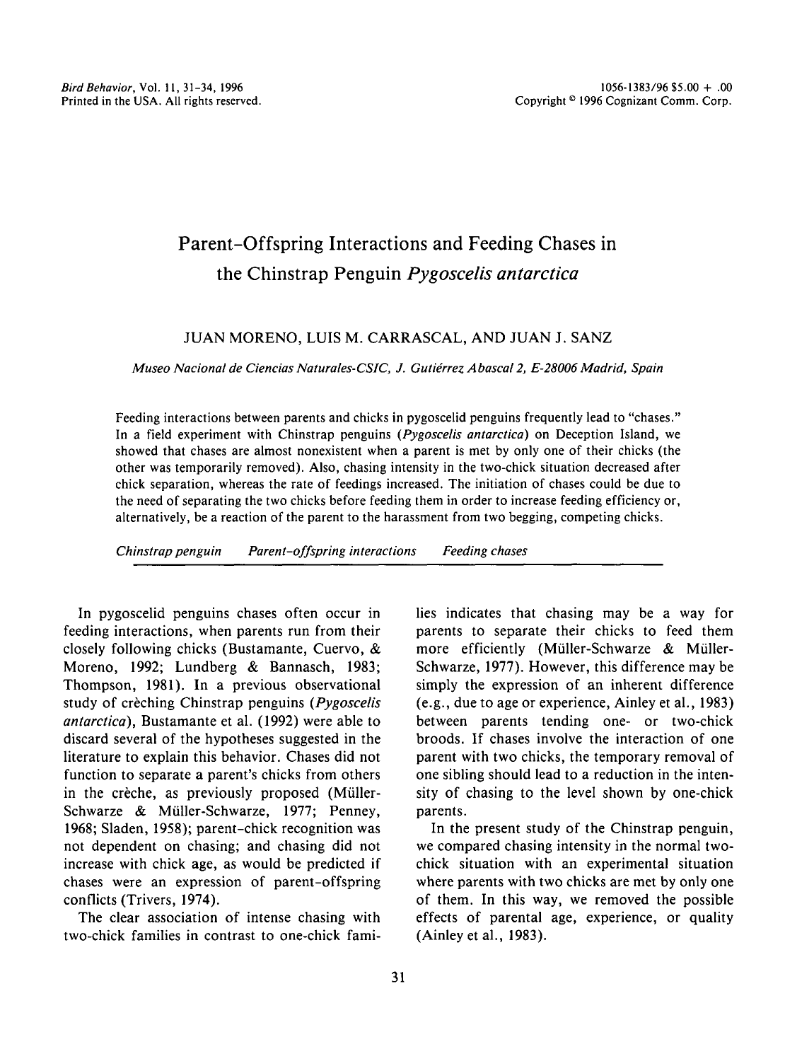# Parent-Offspring Interactions and Feeding Chases in the Chinstrap Penguin *Pygoscelis antarctica*

JUAN MORENO, LUIS M. CARRASCAL, AND JUAN J. SANZ

*Museo Nacional de Ciencias Naturales-CSIC, J. Gutiérrez Abascal 2, E-28006 Madrid, Spain*

Feeding interactions between parents and chicks in pygoscelid penguins frequently lead to "chases." In a field experiment with Chinstrap penguins (*Pygoscelis antarctica*) on Deception Island, we showed that chases are almost nonexistent when a parent is met by only one of their chicks (the other was temporarily removed). Also, chasing intensity in the two-chick situation decreased after chick separation, whereas the rate of feedings increased. The initiation of chases could be due to the need of separating the two chicks before feeding them in order to increase feeding efficiency or, alternatively, be a reaction of the parent to the harassment from two begging, competing chicks.

*Chinstrap penguin* *Parent-offspring interactions* *Feeding chases*

In pygoscelid penguins chases often occur in feeding interactions, when parents run from their closely following chicks (Bustamante, Cuervo, & Moreno, 1992; Lundberg & Bannasch, 1983; Thompson, 1981). In a previous observational study of crèching Chinstrap penguins (*Pygoscelis antarctica*), Bustamante et al. (1992) were able to discard several of the hypotheses suggested in the literature to explain this behavior. Chases did not function to separate a parent's chicks from others in the crèche, as previously proposed (Müller-Schwarze & Müller-Schwarze, 1977; Penney, 1968; Sladen, 1958); parent-chick recognition was not dependent on chasing; and chasing did not increase with chick age, as would be predicted if chases were an expression of parent-offspring conflicts (Trivers, 1974).

The clear association of intense chasing with two-chick families in contrast to one-chick families indicates that chasing may be a way for parents to separate their chicks to feed them more efficiently (Müller-Schwarze & Müller-Schwarze, 1977). However, this difference may be simply the expression of an inherent difference (e.g., due to age or experience, Ainley et al., 1983) between parents tending one- or two-chick broods. If chases involve the interaction of one parent with two chicks, the temporary removal of one sibling should lead to a reduction in the intensity of chasing to the level shown by one-chick parents.

In the present study of the Chinstrap penguin, we compared chasing intensity in the normal two-chick situation with an experimental situation where parents with two chicks are met by only one of them. In this way, we removed the possible effects of parental age, experience, or quality (Ainley et al., 1983).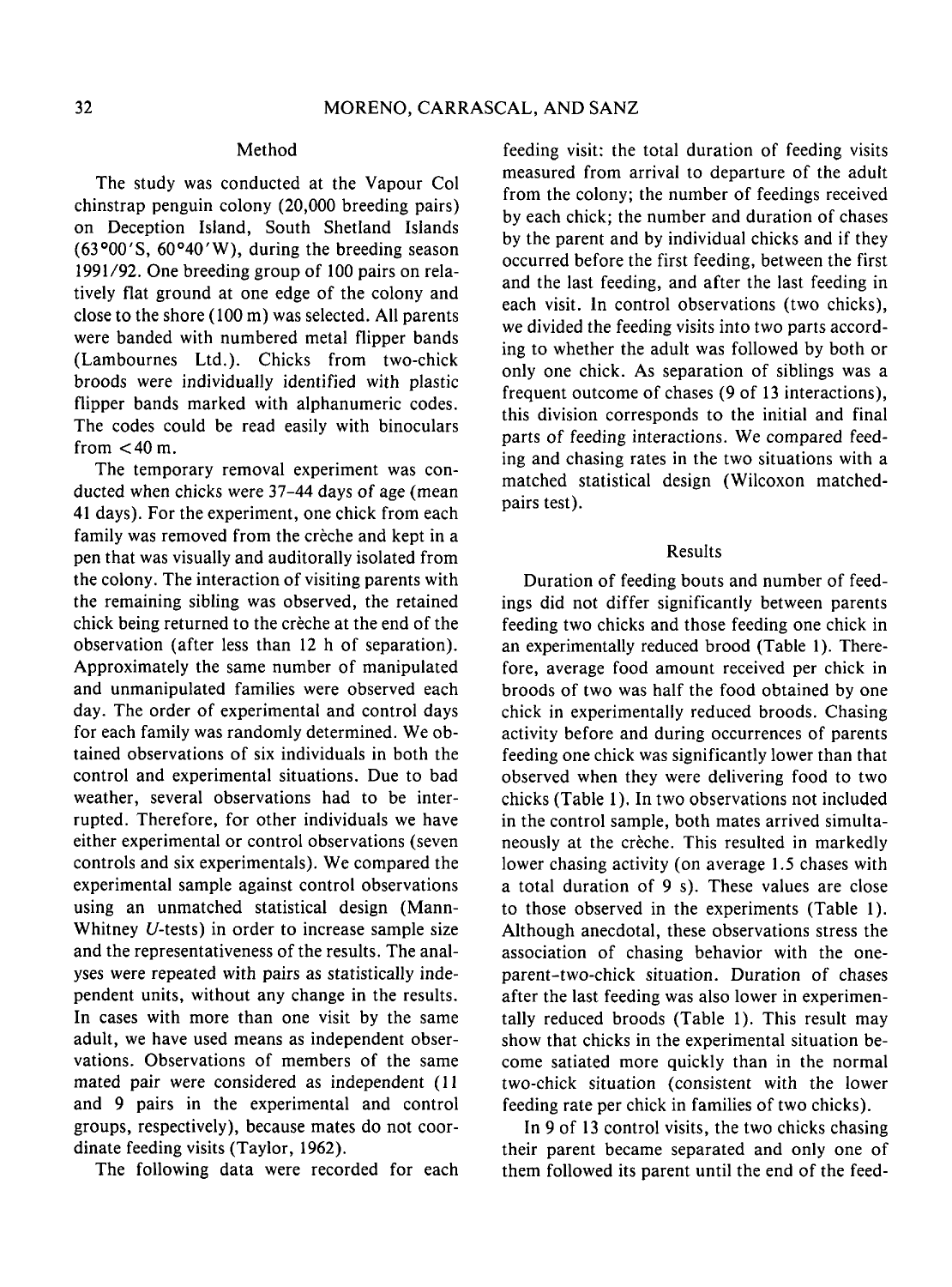## Method

The study was conducted at the Vapour Col chinstrap penguin colony (20,000 breeding pairs) on Deception Island, South Shetland Islands (63°00′S, 60°40′W), during the breeding season 1991/92. One breeding group of 100 pairs on relatively flat ground at one edge of the colony and close to the shore (100 m) was selected. All parents were banded with numbered metal flipper bands (Lambournes Ltd.). Chicks from two-chick broods were individually identified with plastic flipper bands marked with alphanumeric codes. The codes could be read easily with binoculars from <40 m.

The temporary removal experiment was conducted when chicks were 37–44 days of age (mean 41 days). For the experiment, one chick from each family was removed from the crèche and kept in a pen that was visually and auditorally isolated from the colony. The interaction of visiting parents with the remaining sibling was observed, the retained chick being returned to the crèche at the end of the observation (after less than 12 h of separation). Approximately the same number of manipulated and unmanipulated families were observed each day. The order of experimental and control days for each family was randomly determined. We obtained observations of six individuals in both the control and experimental situations. Due to bad weather, several observations had to be interrupted. Therefore, for other individuals we have either experimental or control observations (seven controls and six experimentals). We compared the experimental sample against control observations using an unmatched statistical design (Mann-Whitney $U$-tests) in order to increase sample size and the representativeness of the results. The analyses were repeated with pairs as statistically independent units, without any change in the results. In cases with more than one visit by the same adult, we have used means as independent observations. Observations of members of the same mated pair were considered as independent (11 and 9 pairs in the experimental and control groups, respectively), because mates do not coordinate feeding visits (Taylor, 1962).

The following data were recorded for each feeding visit: the total duration of feeding visits measured from arrival to departure of the adult from the colony; the number of feedings received by each chick; the number and duration of chases by the parent and by individual chicks and if they occurred before the first feeding, between the first and the last feeding, and after the last feeding in each visit. In control observations (two chicks), we divided the feeding visits into two parts according to whether the adult was followed by both or only one chick. As separation of siblings was a frequent outcome of chases (9 of 13 interactions), this division corresponds to the initial and final parts of feeding interactions. We compared feeding and chasing rates in the two situations with a matched statistical design (Wilcoxon matched-pairs test).

## Results

Duration of feeding bouts and number of feedings did not differ significantly between parents feeding two chicks and those feeding one chick in an experimentally reduced brood (Table 1). Therefore, average food amount received per chick in broods of two was half the food obtained by one chick in experimentally reduced broods. Chasing activity before and during occurrences of parents feeding one chick was significantly lower than that observed when they were delivering food to two chicks (Table 1). In two observations not included in the control sample, both mates arrived simultaneously at the crèche. This resulted in markedly lower chasing activity (on average 1.5 chases with a total duration of 9 s). These values are close to those observed in the experiments (Table 1). Although anecdotal, these observations stress the association of chasing behavior with the one-parent-two-chick situation. Duration of chases after the last feeding was also lower in experimentally reduced broods (Table 1). This result may show that chicks in the experimental situation become satiated more quickly than in the normal two-chick situation (consistent with the lower feeding rate per chick in families of two chicks).

In 9 of 13 control visits, the two chicks chasing their parent became separated and only one of them followed its parent until the end of the feed-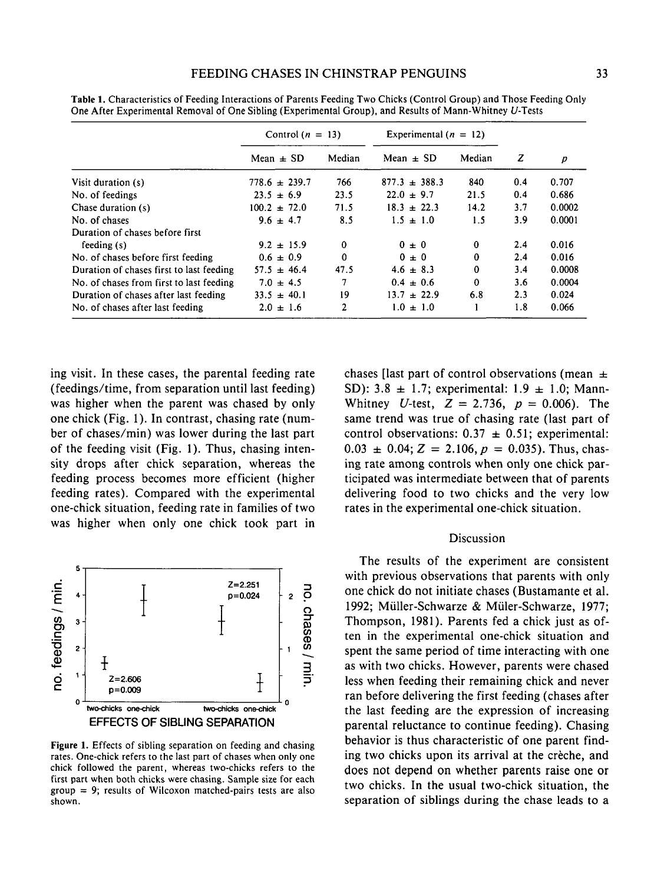Table 1. Characteristics of Feeding Interactions of Parents Feeding Two Chicks (Control Group) and Those Feeding Only One After Experimental Removal of One Sibling (Experimental Group), and Results of Mann-Whitney U-Tests

| | Control ($n$ = 13) | | Experimental ($n$ = 12) | | | |
|---|---|---|---|---|---|---|
| | Mean ± SD | Median | Mean ± SD | Median | $Z$ | $p$ |
| Visit duration (s) | 778.6 ± 239.7 | 766 | 877.3 ± 388.3 | 840 | 0.4 | 0.707 |
| No. of feedings | 23.5 ± 6.9 | 23.5 | 22.0 ± 9.7 | 21.5 | 0.4 | 0.686 |
| Chase duration (s) | 100.2 ± 72.0 | 71.5 | 18.3 ± 22.3 | 14.2 | 3.7 | 0.0002 |
| No. of chases | 9.6 ± 4.7 | 8.5 | 1.5 ± 1.0 | 1.5 | 3.9 | 0.0001 |
| Duration of chases before first feeding (s) | 9.2 ± 15.9 | 0 | 0 ± 0 | 0 | 2.4 | 0.016 |
| No. of chases before first feeding | 0.6 ± 0.9 | 0 | 0 ± 0 | 0 | 2.4 | 0.016 |
| Duration of chases first to last feeding | 57.5 ± 46.4 | 47.5 | 4.6 ± 8.3 | 0 | 3.4 | 0.0008 |
| No. of chases from first to last feeding | 7.0 ± 4.5 | 7 | 0.4 ± 0.6 | 0 | 3.6 | 0.0004 |
| Duration of chases after last feeding | 33.5 ± 40.1 | 19 | 13.7 ± 22.9 | 6.8 | 2.3 | 0.024 |
| No. of chases after last feeding | 2.0 ± 1.6 | 2 | 1.0 ± 1.0 | 1 | 1.8 | 0.066 |

ing visit. In these cases, the parental feeding rate (feedings/time, from separation until last feeding) was higher when the parent was chased by only one chick (Fig. 1). In contrast, chasing rate (number of chases/min) was lower during the last part of the feeding visit (Fig. 1). Thus, chasing intensity drops after chick separation, whereas the feeding process becomes more efficient (higher feeding rates). Compared with the experimental one-chick situation, feeding rate in families of two was higher when only one chick took part in chases [last part of control observations (mean ± SD): 3.8 ± 1.7; experimental: 1.9 ± 1.0; Mann-Whitney $U$-test, $Z = 2.736$, $p = 0.006$). The same trend was true of chasing rate (last part of control observations: 0.37 ± 0.51; experimental: 0.03 ± 0.04; $Z = 2.106, p = 0.035$). Thus, chasing rate among controls when only one chick participated was intermediate between that of parents delivering food to two chicks and the very low rates in the experimental one-chick situation.

Figure 1. Effects of sibling separation on feeding and chasing rates. One-chick refers to the last part of chases when only one chick followed the parent, whereas two-chicks refers to the first part when both chicks were chasing. Sample size for each group = 9; results of Wilcoxon matched-pairs tests are also shown.

## Discussion

The results of the experiment are consistent with previous observations that parents with only one chick do not initiate chases (Bustamante et al. 1992; Müller-Schwarze & Müler-Schwarze, 1977; Thompson, 1981). Parents fed a chick just as often in the experimental one-chick situation and spent the same period of time interacting with one as with two chicks. However, parents were chased less when feeding their remaining chick and never ran before delivering the first feeding (chases after the last feeding are the expression of increasing parental reluctance to continue feeding). Chasing behavior is thus characteristic of one parent finding two chicks upon its arrival at the crèche, and does not depend on whether parents raise one or two chicks. In the usual two-chick situation, the separation of siblings during the chase leads to a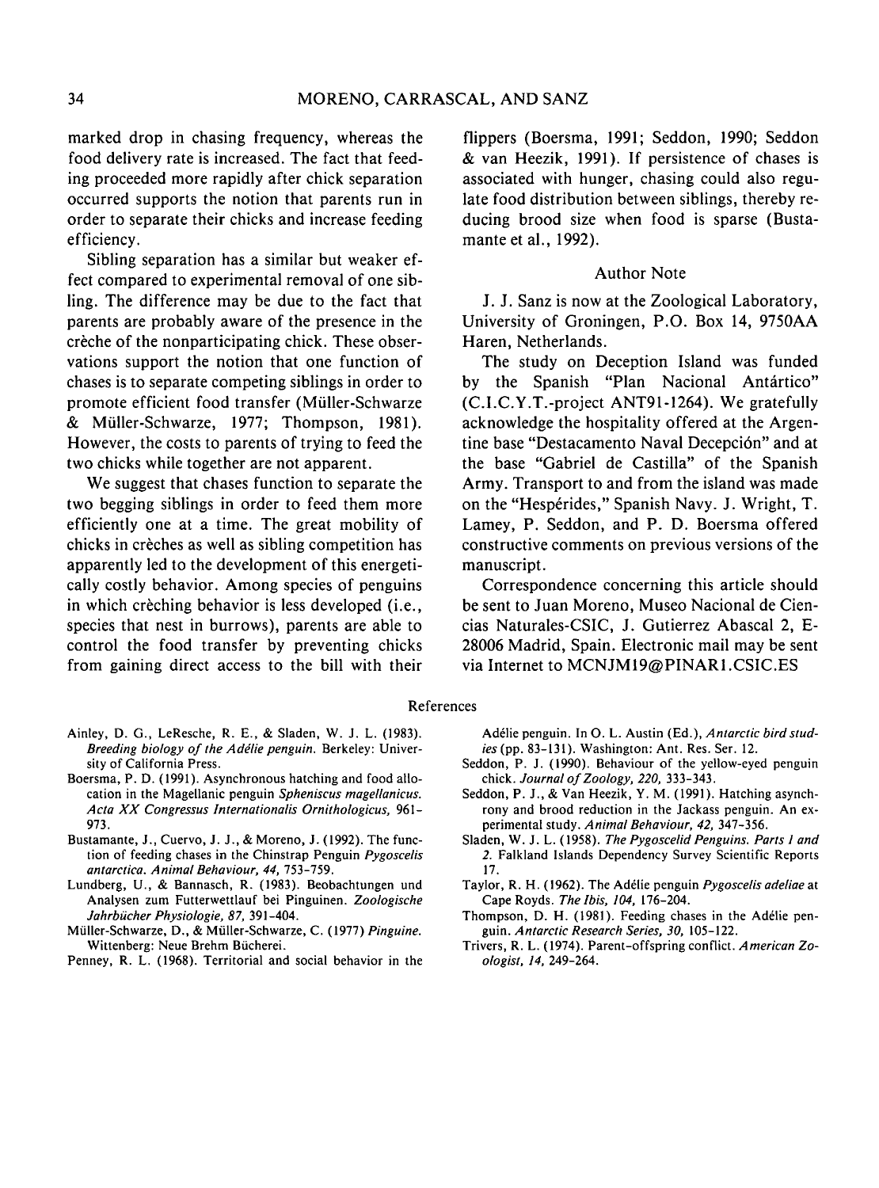marked drop in chasing frequency, whereas the food delivery rate is increased. The fact that feeding proceeded more rapidly after chick separation occurred supports the notion that parents run in order to separate their chicks and increase feeding efficiency.

Sibling separation has a similar but weaker effect compared to experimental removal of one sibling. The difference may be due to the fact that parents are probably aware of the presence in the crèche of the nonparticipating chick. These observations support the notion that one function of chases is to separate competing siblings in order to promote efficient food transfer (Müller-Schwarze & Müller-Schwarze, 1977; Thompson, 1981). However, the costs to parents of trying to feed the two chicks while together are not apparent.

We suggest that chases function to separate the two begging siblings in order to feed them more efficiently one at a time. The great mobility of chicks in crèches as well as sibling competition has apparently led to the development of this energetically costly behavior. Among species of penguins in which crèching behavior is less developed (i.e., species that nest in burrows), parents are able to control the food transfer by preventing chicks from gaining direct access to the bill with their flippers (Boersma, 1991; Seddon, 1990; Seddon & van Heezik, 1991). If persistence of chases is associated with hunger, chasing could also regulate food distribution between siblings, thereby reducing brood size when food is sparse (Bustamante et al., 1992).

## Author Note

J. J. Sanz is now at the Zoological Laboratory, University of Groningen, P.O. Box 14, 9750AA Haren, Netherlands.

The study on Deception Island was funded by the Spanish "Plan Nacional Antártico" (C.I.C.Y.T.-project ANT91-1264). We gratefully acknowledge the hospitality offered at the Argentine base "Destacamento Naval Decepción" and at the base "Gabriel de Castilla" of the Spanish Army. Transport to and from the island was made on the "Hespérides," Spanish Navy. J. Wright, T. Lamey, P. Seddon, and P. D. Boersma offered constructive comments on previous versions of the manuscript.

Correspondence concerning this article should be sent to Juan Moreno, Museo Nacional de Ciencias Naturales-CSIC, J. Gutierrez Abascal 2, E-28006 Madrid, Spain. Electronic mail may be sent via Internet to MCNJM19@PINAR1.CSIC.ES

## References

Ainley, D. G., LeResche, R. E., & Sladen, W. J. L. (1983). *Breeding biology of the Adélie penguin.* Berkeley: University of California Press.

Boersma, P. D. (1991). Asynchronous hatching and food allocation in the Magellanic penguin *Spheniscus magellanicus. Acta XX Congressus Internationalis Ornithologicus,* 961–973.

Bustamante, J., Cuervo, J. J., & Moreno, J. (1992). The function of feeding chases in the Chinstrap Penguin *Pygoscelis antarctica. Animal Behaviour, 44,* 753–759.

Lundberg, U., & Bannasch, R. (1983). Beobachtungen und Analysen zum Futterwettlauf bei Pinguinen. *Zoologische Jahrbücher Physiologie, 87,* 391–404.

Müller-Schwarze, D., & Müller-Schwarze, C. (1977) *Pinguine.* Wittenberg: Neue Brehm Bücherei.

Penney, R. L. (1968). Territorial and social behavior in the Adélie penguin. In O. L. Austin (Ed.), *Antarctic bird studies* (pp. 83–131). Washington: Ant. Res. Ser. 12.

Seddon, P. J. (1990). Behaviour of the yellow-eyed penguin chick. *Journal of Zoology, 220,* 333–343.

Seddon, P. J., & Van Heezik, Y. M. (1991). Hatching asynchrony and brood reduction in the Jackass penguin. An experimental study. *Animal Behaviour, 42,* 347–356.

Sladen, W. J. L. (1958). *The Pygoscelid Penguins. Parts 1 and 2.* Falkland Islands Dependency Survey Scientific Reports 17.

Taylor, R. H. (1962). The Adélie penguin *Pygoscelis adeliae* at Cape Royds. *The Ibis, 104,* 176–204.

Thompson, D. H. (1981). Feeding chases in the Adélie penguin. *Antarctic Research Series, 30,* 105–122.

Trivers, R. L. (1974). Parent-offspring conflict. *American Zoologist, 14,* 249–264.